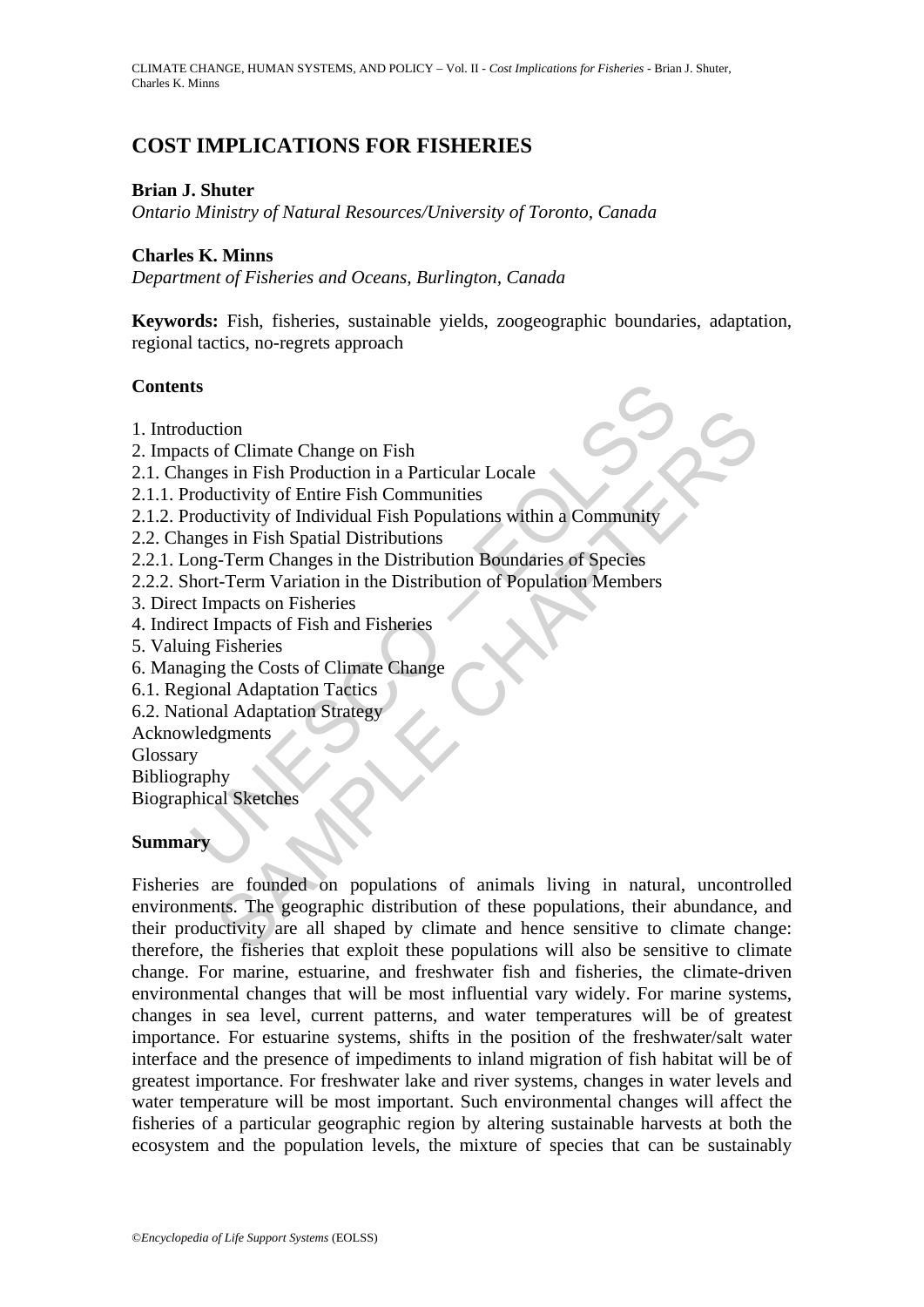# COST IMPLICATIONS FOR FISHERIES

**Brian J. Shuter**
*Ontario Ministry of Natural Resources/University of Toronto, Canada*

**Charles K. Minns**
*Department of Fisheries and Oceans, Burlington, Canada*

**Keywords:** Fish, fisheries, sustainable yields, zoogeographic boundaries, adaptation, regional tactics, no-regrets approach

## Contents

1. Introduction
2. Impacts of Climate Change on Fish
2.1. Changes in Fish Production in a Particular Locale
2.1.1. Productivity of Entire Fish Communities
2.1.2. Productivity of Individual Fish Populations within a Community
2.2. Changes in Fish Spatial Distributions
2.2.1. Long-Term Changes in the Distribution Boundaries of Species
2.2.2. Short-Term Variation in the Distribution of Population Members
3. Direct Impacts on Fisheries
4. Indirect Impacts of Fish and Fisheries
5. Valuing Fisheries
6. Managing the Costs of Climate Change
6.1. Regional Adaptation Tactics
6.2. National Adaptation Strategy
Acknowledgments
Glossary
Bibliography
Biographical Sketches

## Summary

Fisheries are founded on populations of animals living in natural, uncontrolled environments. The geographic distribution of these populations, their abundance, and their productivity are all shaped by climate and hence sensitive to climate change: therefore, the fisheries that exploit these populations will also be sensitive to climate change. For marine, estuarine, and freshwater fish and fisheries, the climate-driven environmental changes that will be most influential vary widely. For marine systems, changes in sea level, current patterns, and water temperatures will be of greatest importance. For estuarine systems, shifts in the position of the freshwater/salt water interface and the presence of impediments to inland migration of fish habitat will be of greatest importance. For freshwater lake and river systems, changes in water levels and water temperature will be most important. Such environmental changes will affect the fisheries of a particular geographic region by altering sustainable harvests at both the ecosystem and the population levels, the mixture of species that can be sustainably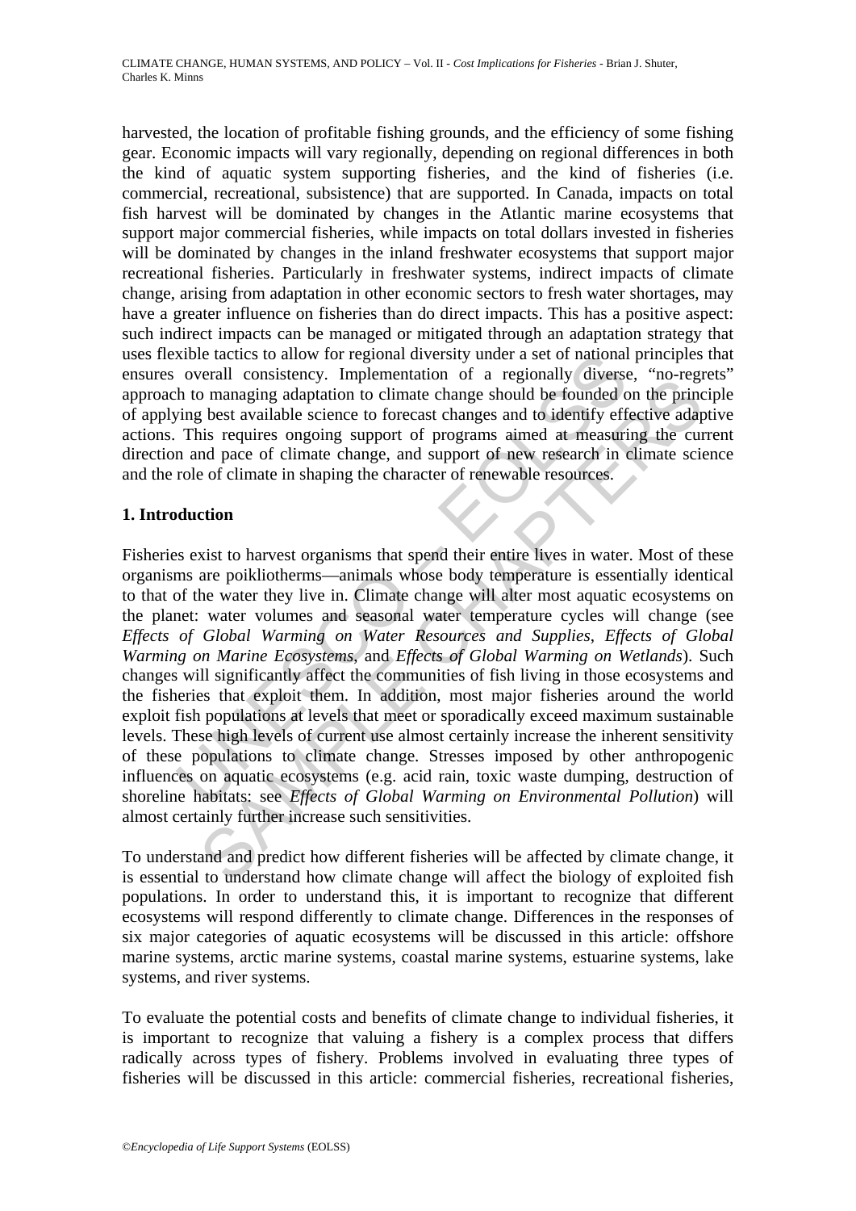harvested, the location of profitable fishing grounds, and the efficiency of some fishing gear. Economic impacts will vary regionally, depending on regional differences in both the kind of aquatic system supporting fisheries, and the kind of fisheries (i.e. commercial, recreational, subsistence) that are supported. In Canada, impacts on total fish harvest will be dominated by changes in the Atlantic marine ecosystems that support major commercial fisheries, while impacts on total dollars invested in fisheries will be dominated by changes in the inland freshwater ecosystems that support major recreational fisheries. Particularly in freshwater systems, indirect impacts of climate change, arising from adaptation in other economic sectors to fresh water shortages, may have a greater influence on fisheries than do direct impacts. This has a positive aspect: such indirect impacts can be managed or mitigated through an adaptation strategy that uses flexible tactics to allow for regional diversity under a set of national principles that ensures overall consistency. Implementation of a regionally diverse, "no-regrets" approach to managing adaptation to climate change should be founded on the principle of applying best available science to forecast changes and to identify effective adaptive actions. This requires ongoing support of programs aimed at measuring the current direction and pace of climate change, and support of new research in climate science and the role of climate in shaping the character of renewable resources.

## 1. Introduction

Fisheries exist to harvest organisms that spend their entire lives in water. Most of these organisms are poikliotherms—animals whose body temperature is essentially identical to that of the water they live in. Climate change will alter most aquatic ecosystems on the planet: water volumes and seasonal water temperature cycles will change (see *Effects of Global Warming on Water Resources and Supplies*, *Effects of Global Warming on Marine Ecosystems*, and *Effects of Global Warming on Wetlands*). Such changes will significantly affect the communities of fish living in those ecosystems and the fisheries that exploit them. In addition, most major fisheries around the world exploit fish populations at levels that meet or sporadically exceed maximum sustainable levels. These high levels of current use almost certainly increase the inherent sensitivity of these populations to climate change. Stresses imposed by other anthropogenic influences on aquatic ecosystems (e.g. acid rain, toxic waste dumping, destruction of shoreline habitats: see *Effects of Global Warming on Environmental Pollution*) will almost certainly further increase such sensitivities.

To understand and predict how different fisheries will be affected by climate change, it is essential to understand how climate change will affect the biology of exploited fish populations. In order to understand this, it is important to recognize that different ecosystems will respond differently to climate change. Differences in the responses of six major categories of aquatic ecosystems will be discussed in this article: offshore marine systems, arctic marine systems, coastal marine systems, estuarine systems, lake systems, and river systems.

To evaluate the potential costs and benefits of climate change to individual fisheries, it is important to recognize that valuing a fishery is a complex process that differs radically across types of fishery. Problems involved in evaluating three types of fisheries will be discussed in this article: commercial fisheries, recreational fisheries,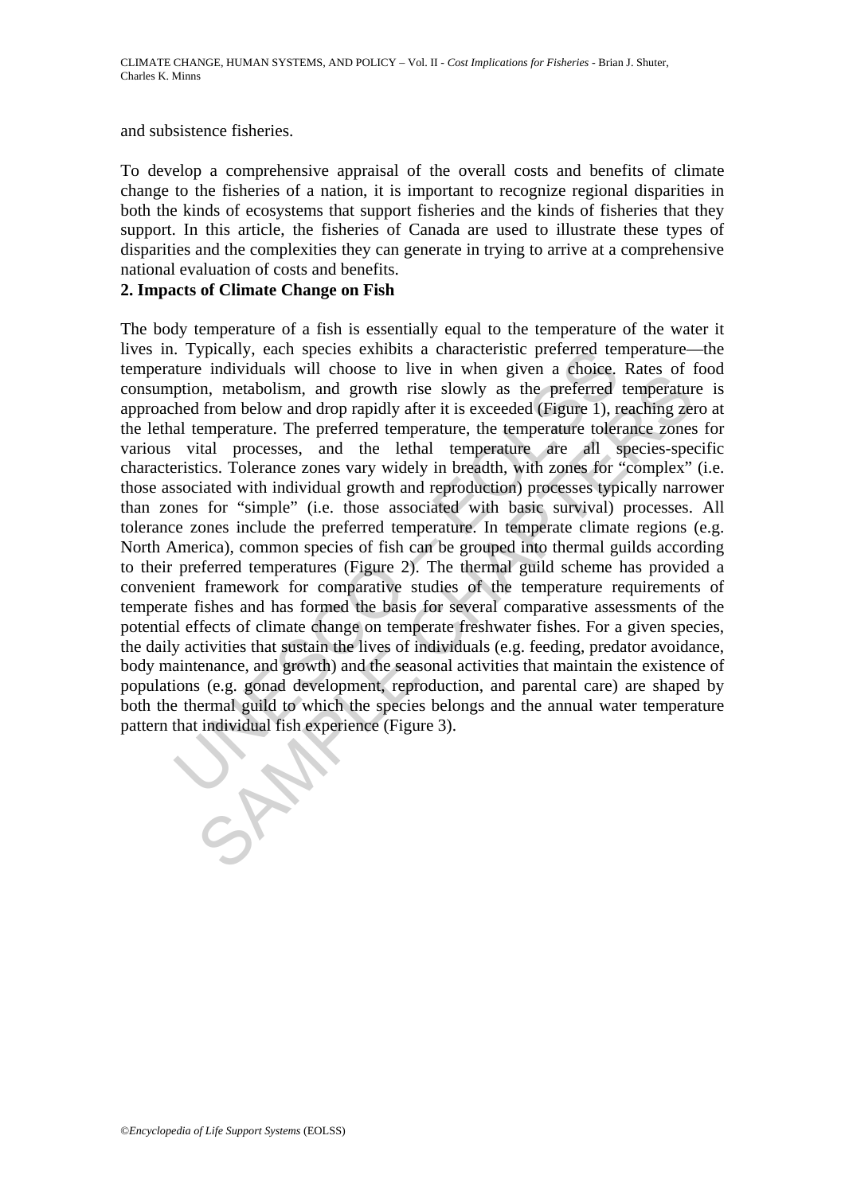and subsistence fisheries.

To develop a comprehensive appraisal of the overall costs and benefits of climate change to the fisheries of a nation, it is important to recognize regional disparities in both the kinds of ecosystems that support fisheries and the kinds of fisheries that they support. In this article, the fisheries of Canada are used to illustrate these types of disparities and the complexities they can generate in trying to arrive at a comprehensive national evaluation of costs and benefits.

## 2. Impacts of Climate Change on Fish

The body temperature of a fish is essentially equal to the temperature of the water it lives in. Typically, each species exhibits a characteristic preferred temperature—the temperature individuals will choose to live in when given a choice. Rates of food consumption, metabolism, and growth rise slowly as the preferred temperature is approached from below and drop rapidly after it is exceeded (Figure 1), reaching zero at the lethal temperature. The preferred temperature, the temperature tolerance zones for various vital processes, and the lethal temperature are all species-specific characteristics. Tolerance zones vary widely in breadth, with zones for "complex" (i.e. those associated with individual growth and reproduction) processes typically narrower than zones for "simple" (i.e. those associated with basic survival) processes. All tolerance zones include the preferred temperature. In temperate climate regions (e.g. North America), common species of fish can be grouped into thermal guilds according to their preferred temperatures (Figure 2). The thermal guild scheme has provided a convenient framework for comparative studies of the temperature requirements of temperate fishes and has formed the basis for several comparative assessments of the potential effects of climate change on temperate freshwater fishes. For a given species, the daily activities that sustain the lives of individuals (e.g. feeding, predator avoidance, body maintenance, and growth) and the seasonal activities that maintain the existence of populations (e.g. gonad development, reproduction, and parental care) are shaped by both the thermal guild to which the species belongs and the annual water temperature pattern that individual fish experience (Figure 3).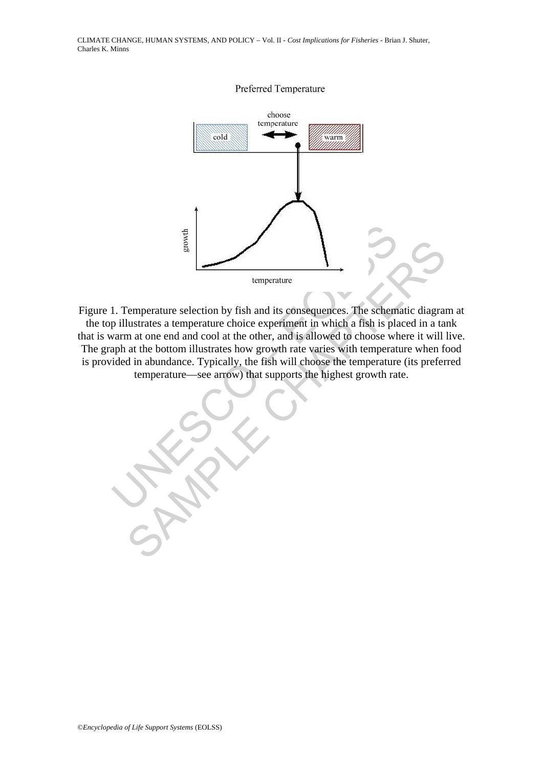Figure 1. Temperature selection by fish and its consequences. The schematic diagram at the top illustrates a temperature choice experiment in which a fish is placed in a tank that is warm at one end and cool at the other, and is allowed to choose where it will live. The graph at the bottom illustrates how growth rate varies with temperature when food is provided in abundance. Typically, the fish will choose the temperature (its preferred temperature—see arrow) that supports the highest growth rate.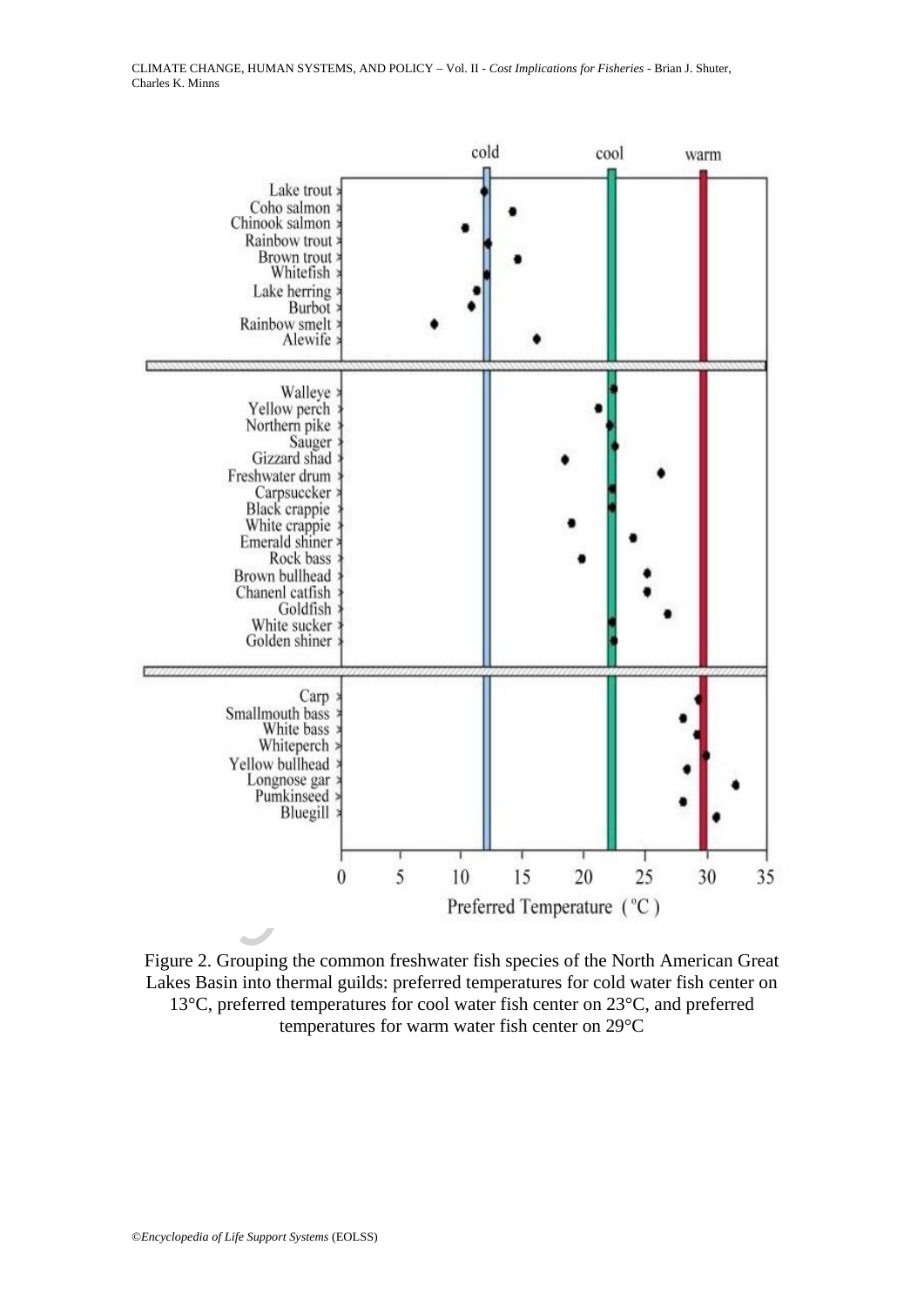Figure 2. Grouping the common freshwater fish species of the North American Great Lakes Basin into thermal guilds: preferred temperatures for cold water fish center on 13°C, preferred temperatures for cool water fish center on 23°C, and preferred temperatures for warm water fish center on 29°C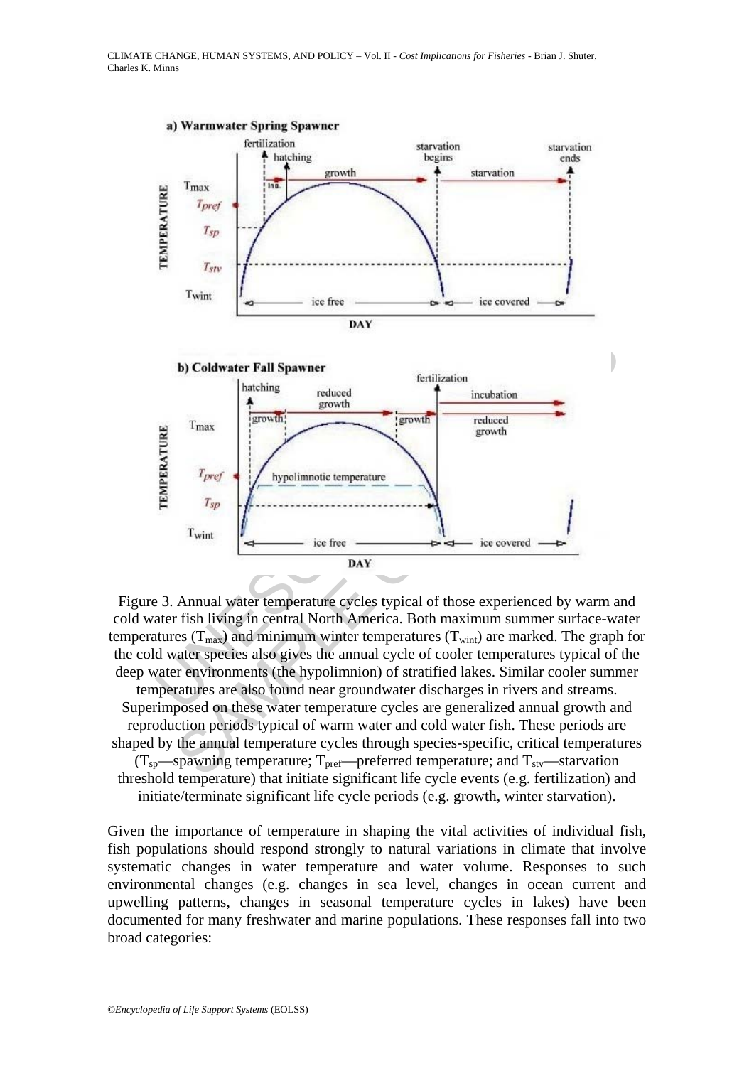Figure 3. Annual water temperature cycles typical of those experienced by warm and cold water fish living in central North America. Both maximum summer surface-water temperatures ($T_{max}$) and minimum winter temperatures ($T_{wint}$) are marked. The graph for the cold water species also gives the annual cycle of cooler temperatures typical of the deep water environments (the hypolimnion) of stratified lakes. Similar cooler summer temperatures are also found near groundwater discharges in rivers and streams. Superimposed on these water temperature cycles are generalized annual growth and reproduction periods typical of warm water and cold water fish. These periods are shaped by the annual temperature cycles through species-specific, critical temperatures ($T_{sp}$—spawning temperature; $T_{pref}$—preferred temperature; and $T_{stv}$—starvation threshold temperature) that initiate significant life cycle events (e.g. fertilization) and initiate/terminate significant life cycle periods (e.g. growth, winter starvation).

Given the importance of temperature in shaping the vital activities of individual fish, fish populations should respond strongly to natural variations in climate that involve systematic changes in water temperature and water volume. Responses to such environmental changes (e.g. changes in sea level, changes in ocean current and upwelling patterns, changes in seasonal temperature cycles in lakes) have been documented for many freshwater and marine populations. These responses fall into two broad categories: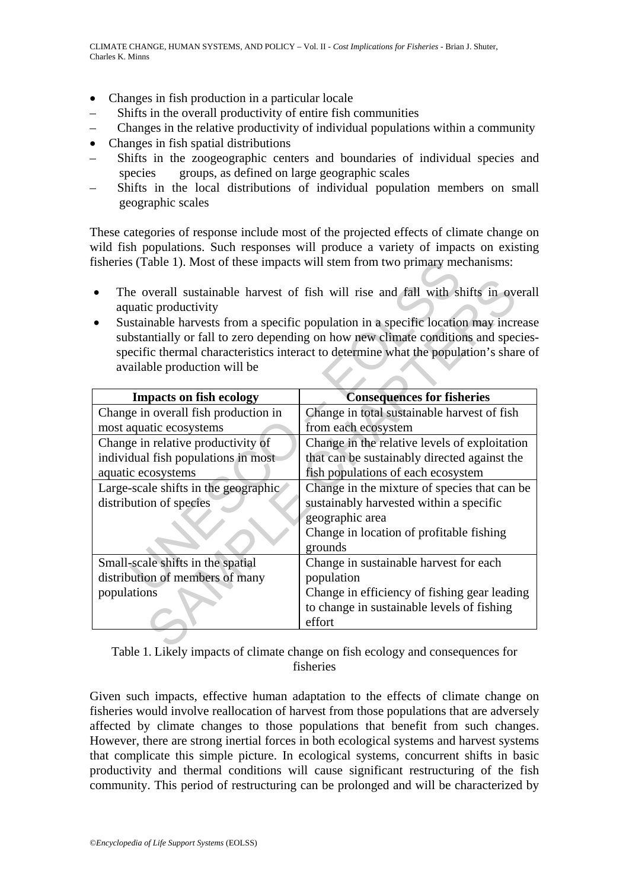- Changes in fish production in a particular locale
  - Shifts in the overall productivity of entire fish communities
  - Changes in the relative productivity of individual populations within a community
- Changes in fish spatial distributions
  - Shifts in the zoogeographic centers and boundaries of individual species and species groups, as defined on large geographic scales
  - Shifts in the local distributions of individual population members on small geographic scales

These categories of response include most of the projected effects of climate change on wild fish populations. Such responses will produce a variety of impacts on existing fisheries (Table 1). Most of these impacts will stem from two primary mechanisms:

- The overall sustainable harvest of fish will rise and fall with shifts in overall aquatic productivity
- Sustainable harvests from a specific population in a specific location may increase substantially or fall to zero depending on how new climate conditions and species-specific thermal characteristics interact to determine what the population's share of available production will be

| Impacts on fish ecology | Consequences for fisheries |
|---|---|
| Change in overall fish production in most aquatic ecosystems | Change in total sustainable harvest of fish from each ecosystem |
| Change in relative productivity of individual fish populations in most aquatic ecosystems | Change in the relative levels of exploitation that can be sustainably directed against the fish populations of each ecosystem |
| Large-scale shifts in the geographic distribution of species | Change in the mixture of species that can be sustainably harvested within a specific geographic area<br>Change in location of profitable fishing grounds |
| Small-scale shifts in the spatial distribution of members of many populations | Change in sustainable harvest for each population<br>Change in efficiency of fishing gear leading to change in sustainable levels of fishing effort |

Table 1. Likely impacts of climate change on fish ecology and consequences for fisheries

Given such impacts, effective human adaptation to the effects of climate change on fisheries would involve reallocation of harvest from those populations that are adversely affected by climate changes to those populations that benefit from such changes. However, there are strong inertial forces in both ecological systems and harvest systems that complicate this simple picture. In ecological systems, concurrent shifts in basic productivity and thermal conditions will cause significant restructuring of the fish community. This period of restructuring can be prolonged and will be characterized by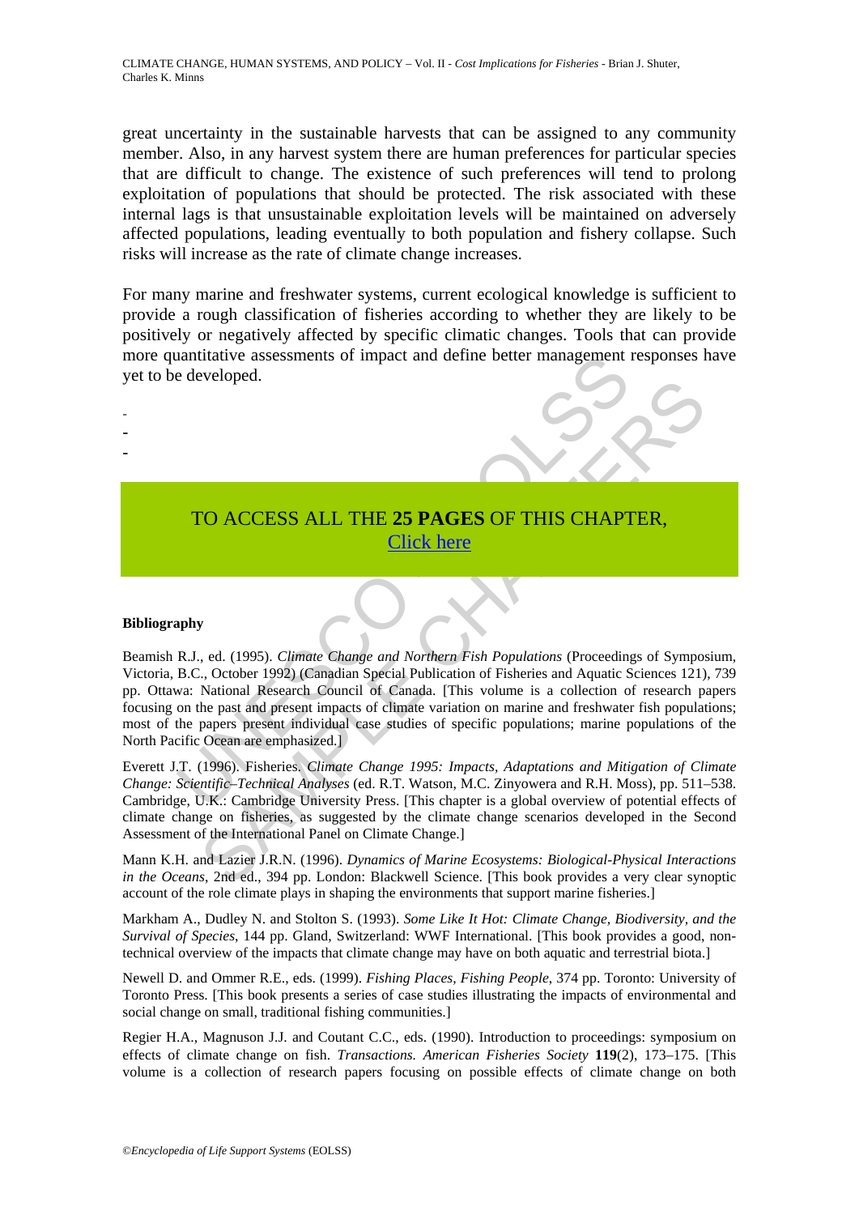great uncertainty in the sustainable harvests that can be assigned to any community member. Also, in any harvest system there are human preferences for particular species that are difficult to change. The existence of such preferences will tend to prolong exploitation of populations that should be protected. The risk associated with these internal lags is that unsustainable exploitation levels will be maintained on adversely affected populations, leading eventually to both population and fishery collapse. Such risks will increase as the rate of climate change increases.

For many marine and freshwater systems, current ecological knowledge is sufficient to provide a rough classification of fisheries according to whether they are likely to be positively or negatively affected by specific climatic changes. Tools that can provide more quantitative assessments of impact and define better management responses have yet to be developed.

-
-
-

TO ACCESS ALL THE **25 PAGES** OF THIS CHAPTER,
Click here

**Bibliography**

Beamish R.J., ed. (1995). *Climate Change and Northern Fish Populations* (Proceedings of Symposium, Victoria, B.C., October 1992) (Canadian Special Publication of Fisheries and Aquatic Sciences 121), 739 pp. Ottawa: National Research Council of Canada. [This volume is a collection of research papers focusing on the past and present impacts of climate variation on marine and freshwater fish populations; most of the papers present individual case studies of specific populations; marine populations of the North Pacific Ocean are emphasized.]

Everett J.T. (1996). Fisheries. *Climate Change 1995: Impacts, Adaptations and Mitigation of Climate Change: Scientific–Technical Analyses* (ed. R.T. Watson, M.C. Zinyowera and R.H. Moss), pp. 511–538. Cambridge, U.K.: Cambridge University Press. [This chapter is a global overview of potential effects of climate change on fisheries, as suggested by the climate change scenarios developed in the Second Assessment of the International Panel on Climate Change.]

Mann K.H. and Lazier J.R.N. (1996). *Dynamics of Marine Ecosystems: Biological-Physical Interactions in the Oceans*, 2nd ed., 394 pp. London: Blackwell Science. [This book provides a very clear synoptic account of the role climate plays in shaping the environments that support marine fisheries.]

Markham A., Dudley N. and Stolton S. (1993). *Some Like It Hot: Climate Change, Biodiversity, and the Survival of Species*, 144 pp. Gland, Switzerland: WWF International. [This book provides a good, non-technical overview of the impacts that climate change may have on both aquatic and terrestrial biota.]

Newell D. and Ommer R.E., eds. (1999). *Fishing Places, Fishing People*, 374 pp. Toronto: University of Toronto Press. [This book presents a series of case studies illustrating the impacts of environmental and social change on small, traditional fishing communities.]

Regier H.A., Magnuson J.J. and Coutant C.C., eds. (1990). Introduction to proceedings: symposium on effects of climate change on fish. *Transactions. American Fisheries Society* **119**(2), 173–175. [This volume is a collection of research papers focusing on possible effects of climate change on both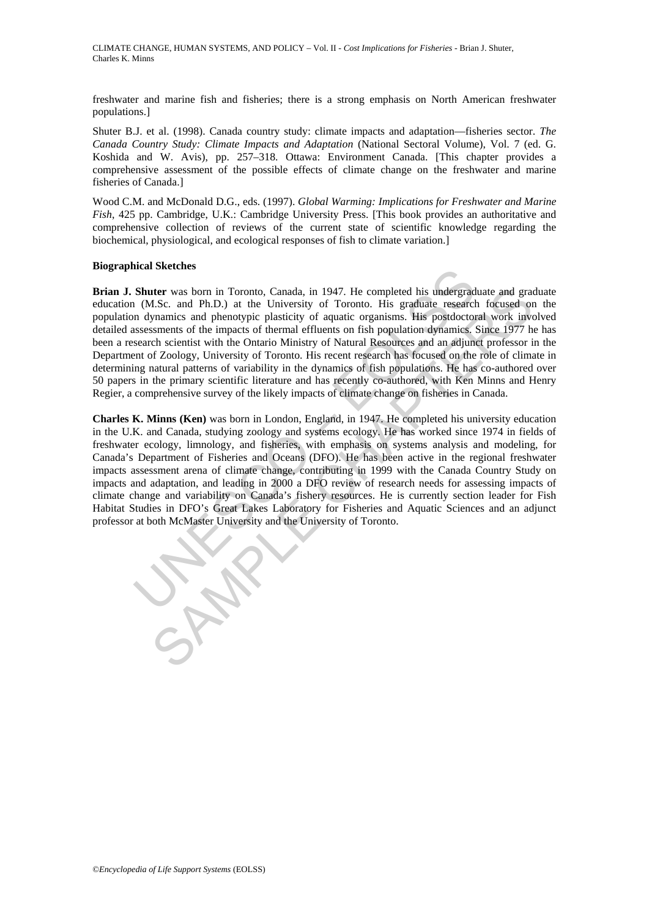freshwater and marine fish and fisheries; there is a strong emphasis on North American freshwater populations.]

Shuter B.J. et al. (1998). Canada country study: climate impacts and adaptation—fisheries sector. *The Canada Country Study: Climate Impacts and Adaptation* (National Sectoral Volume), Vol. 7 (ed. G. Koshida and W. Avis), pp. 257–318. Ottawa: Environment Canada. [This chapter provides a comprehensive assessment of the possible effects of climate change on the freshwater and marine fisheries of Canada.]

Wood C.M. and McDonald D.G., eds. (1997). *Global Warming: Implications for Freshwater and Marine Fish*, 425 pp. Cambridge, U.K.: Cambridge University Press. [This book provides an authoritative and comprehensive collection of reviews of the current state of scientific knowledge regarding the biochemical, physiological, and ecological responses of fish to climate variation.]

**Biographical Sketches**

**Brian J. Shuter** was born in Toronto, Canada, in 1947. He completed his undergraduate and graduate education (M.Sc. and Ph.D.) at the University of Toronto. His graduate research focused on the population dynamics and phenotypic plasticity of aquatic organisms. His postdoctoral work involved detailed assessments of the impacts of thermal effluents on fish population dynamics. Since 1977 he has been a research scientist with the Ontario Ministry of Natural Resources and an adjunct professor in the Department of Zoology, University of Toronto. His recent research has focused on the role of climate in determining natural patterns of variability in the dynamics of fish populations. He has co-authored over 50 papers in the primary scientific literature and has recently co-authored, with Ken Minns and Henry Regier, a comprehensive survey of the likely impacts of climate change on fisheries in Canada.

**Charles K. Minns (Ken)** was born in London, England, in 1947. He completed his university education in the U.K. and Canada, studying zoology and systems ecology. He has worked since 1974 in fields of freshwater ecology, limnology, and fisheries, with emphasis on systems analysis and modeling, for Canada's Department of Fisheries and Oceans (DFO). He has been active in the regional freshwater impacts assessment arena of climate change, contributing in 1999 with the Canada Country Study on impacts and adaptation, and leading in 2000 a DFO review of research needs for assessing impacts of climate change and variability on Canada's fishery resources. He is currently section leader for Fish Habitat Studies in DFO's Great Lakes Laboratory for Fisheries and Aquatic Sciences and an adjunct professor at both McMaster University and the University of Toronto.